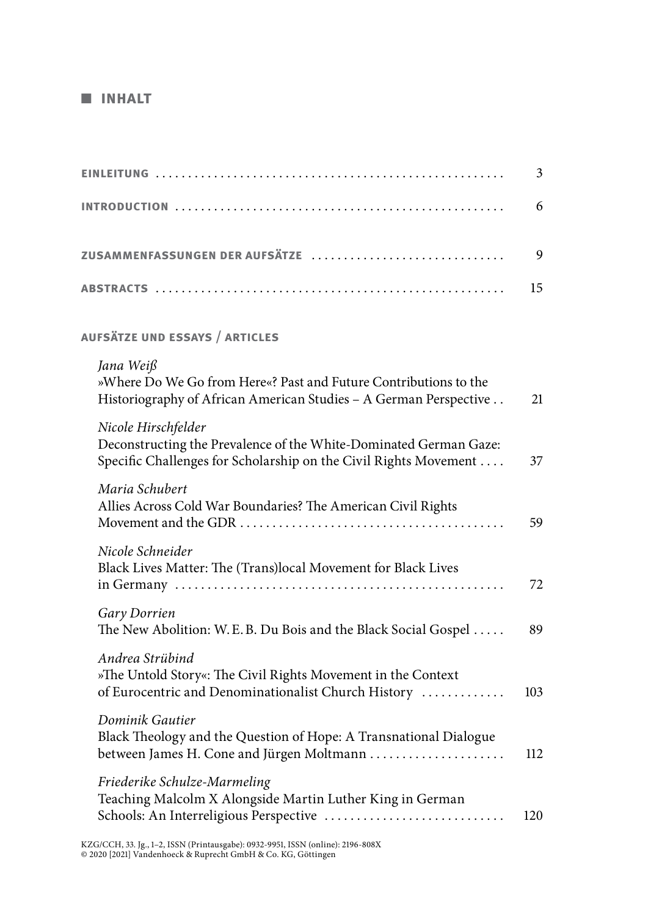## INHALT

EINLEITUNG ..... 3

INTRODUCTION ..... 6

ZUSAMMENFASSUNGEN DER AUFSÄTZE ..... 9

ABSTRACTS ..... 15

### AUFSÄTZE UND ESSAYS / ARTICLES

*Jana Weiß*
»Where Do We Go from Here«? Past and Future Contributions to the Historiography of African American Studies – A German Perspective ..... 21

*Nicole Hirschfelder*
Deconstructing the Prevalence of the White-Dominated German Gaze: Specific Challenges for Scholarship on the Civil Rights Movement ..... 37

*Maria Schubert*
Allies Across Cold War Boundaries? The American Civil Rights Movement and the GDR ..... 59

*Nicole Schneider*
Black Lives Matter: The (Trans)local Movement for Black Lives in Germany ..... 72

*Gary Dorrien*
The New Abolition: W. E. B. Du Bois and the Black Social Gospel ..... 89

*Andrea Strübind*
»The Untold Story«: The Civil Rights Movement in the Context of Eurocentric and Denominationalist Church History ..... 103

*Dominik Gautier*
Black Theology and the Question of Hope: A Transnational Dialogue between James H. Cone and Jürgen Moltmann ..... 112

*Friederike Schulze-Marmeling*
Teaching Malcolm X Alongside Martin Luther King in German Schools: An Interreligious Perspective ..... 120

KZG/CCH, 33. Jg., 1–2, ISSN (Printausgabe): 0932-9951, ISSN (online): 2196-808X
© 2020 [2021] Vandenhoeck & Ruprecht GmbH & Co. KG, Göttingen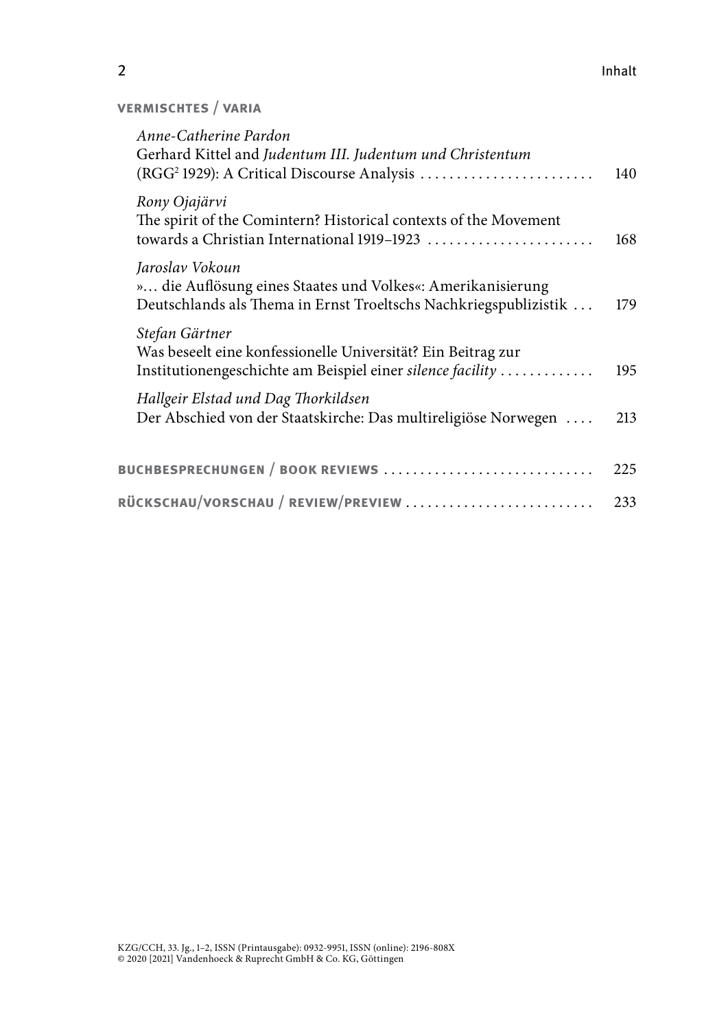## VERMISCHTES / VARIA

*Anne-Catherine Pardon*
Gerhard Kittel and *Judentum III. Judentum und Christentum* (RGG[2] 1929): A Critical Discourse Analysis ........................ 140

*Rony Ojajärvi*
The spirit of the Comintern? Historical contexts of the Movement towards a Christian International 1919–1923 ....................... 168

*Jaroslav Vokoun*
»… die Auflösung eines Staates und Volkes«: Amerikanisierung Deutschlands als Thema in Ernst Troeltschs Nachkriegspublizistik ... 179

*Stefan Gärtner*
Was beseelt eine konfessionelle Universität? Ein Beitrag zur Institutionengeschichte am Beispiel einer *silence facility* ............. 195

*Hallgeir Elstad und Dag Thorkildsen*
Der Abschied von der Staatskirche: Das multireligiöse Norwegen .... 213

## BUCHBESPRECHUNGEN / BOOK REVIEWS ............................ 225

## RÜCKSCHAU/VORSCHAU / REVIEW/PREVIEW .......................... 233

KZG/CCH, 33. Jg., 1–2, ISSN (Printausgabe): 0932-9951, ISSN (online): 2196-808X
© 2020 [2021] Vandenhoeck & Ruprecht GmbH & Co. KG, Göttingen